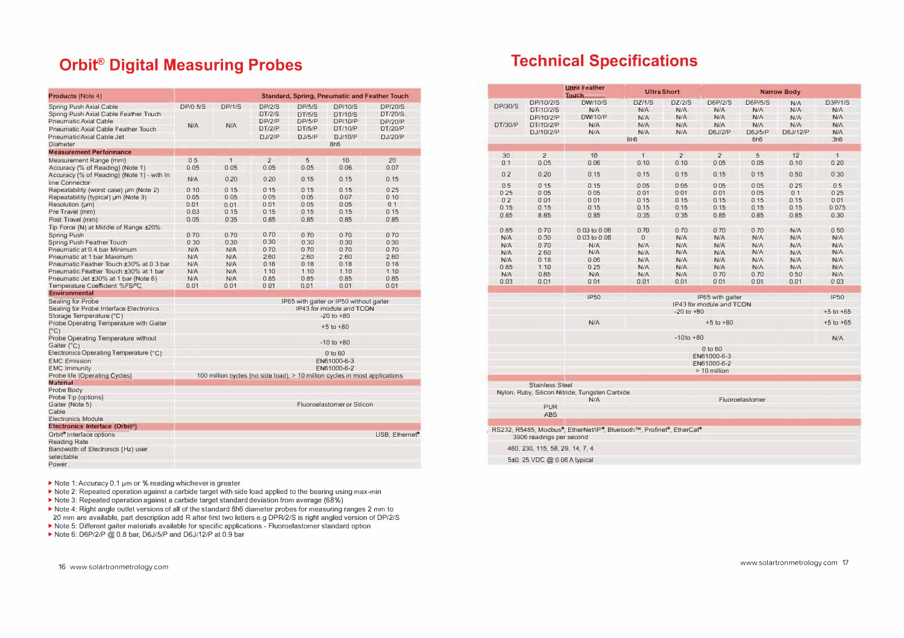# Orbit® Digital Measuring Probes

## Technical Specifications

| Products (Note 4) | Standard, Spring, Pneumatic and Feather Touch | | | | | |
|---|---|---|---|---|---|---|
| Spring Push Axial Cable | DP/0.5/S | DP/1/S | DP/2/S | DP/5/S | DP/10/S | DP/20/S |
| Spring Push Axial Cable Feather Touch | | | DT/2/S | DT/5/S | DT/10/S | DT/20/S |
| Pneumatic Axial Cable | N/A | N/A | DP/2/P | DP/5/P | DP/10/P | DP/20/P |
| Pneumatic Axial Cable Feather Touch | | | DT/2/P | DT/5/P | DT/10/P | DT/20/P |
| Pneumatic Axial Cable Jet | | | DJ/2/P | DJ/5/P | DJ/10/P | DJ/20/P |
| Diameter | 8h6 | | | | | |
| **Measurement Performance** | | | | | | |
| Measurement Range (mm) | 0.5 | 1 | 2 | 5 | 10 | 20 |
| Accuracy (% of Reading) (Note 1) | 0.05 | 0.05 | 0.05 | 0.05 | 0.06 | 0.07 |
| Accuracy (% of Reading) (Note 1) - with In line Connector | N/A | 0.20 | 0.20 | 0.15 | 0.15 | 0.15 |
| Repeatability (worst case) µm (Note 2) | 0.10 | 0.15 | 0.15 | 0.15 | 0.15 | 0.25 |
| Repeatability (typical) µm (Note 3) | 0.05 | 0.05 | 0.05 | 0.05 | 0.07 | 0.10 |
| Resolution (µm) | 0.01 | 0.01 | 0.01 | 0.05 | 0.05 | 0.1 |
| Pre Travel (mm) | 0.03 | 0.15 | 0.15 | 0.15 | 0.15 | 0.15 |
| Post Travel (mm) | 0.05 | 0.35 | 0.85 | 0.85 | 0.85 | 0.85 |
| Tip Force (N) at Middle of Range ±20% | | | | | | |
| Spring Push | 0.70 | 0.70 | 0.70 | 0.70 | 0.70 | 0.70 |
| Spring Push Feather Touch | 0.30 | 0.30 | 0.30 | 0.30 | 0.30 | 0.30 |
| Pneumatic at 0.4 bar Minimum | N/A | N/A | 0.70 | 0.70 | 0.70 | 0.70 |
| Pneumatic at 1 bar Maximum | N/A | N/A | 2.60 | 2.60 | 2.60 | 2.60 |
| Pneumatic Feather Touch ±30% at 0.3 bar | N/A | N/A | 0.18 | 0.18 | 0.18 | 0.18 |
| Pneumatic Feather Touch ±30% at 1 bar | N/A | N/A | 1.10 | 1.10 | 1.10 | 1.10 |
| Pneumatic Jet ±30% at 1 bar (Note 6) | N/A | N/A | 0.85 | 0.85 | 0.85 | 0.85 |
| Temperature Coefficient %FS/°C | 0.01 | 0.01 | 0.01 | 0.01 | 0.01 | 0.01 |
| **Environmental** | | | | | | |
| Sealing for Probe | IP65 with gaiter or IP50 without gaiter | | | | | |
| Sealing for Probe Interface Electronics | IP43 for module and TCON | | | | | |
| Storage Temperature (°C) | -20 to +80 | | | | | |
| Probe Operating Temperature with Gaiter (°C) | +5 to +80 | | | | | |
| Probe Operating Temperature without Gaiter (°C) | -10 to +80 | | | | | |
| Electronics Operating Temperature (°C) | 0 to 60 | | | | | |
| EMC Emission | EN61000-6-3 | | | | | |
| EMC Immunity | EN61000-6-2 | | | | | |
| Probe life (Operating Cycles) | 100 million cycles (no side load), > 10 million cycles in most applications | | | | | |
| **Material** | | | | | | |
| Probe Body | | | | | | |
| Probe Tip (options) | | | | | | |
| Gaiter (Note 5) | Fluoroelastomer or Silicon | | | | | |
| Cable | | | | | | |
| Electronics Module | | | | | | |
| **Electronics Interface (Orbit®)** | | | | | | |
| Orbit® Interface options | USB, Ethernet® | | | | | |
| Reading Rate | | | | | | |
| Bandwidth of Electronics (Hz) user selectable | | | | | | |
| Power | | | | | | |

| Products (Note 4) | | | Ultra Feather Touch | Ultra Short | | Narrow Body | | | |
|---|---|---|---|---|---|---|---|---|---|
| Spring Push Axial Cable | DP/30/S | DP/10/2/S | DW/10/S | DZ/1/S | DZ/2/S | D6P/2/S | D6P/5/S | N/A | D3P/1/S |
| Spring Push Axial Cable Feather Touch | | DT/10/2/S | N/A | N/A | N/A | N/A | N/A | N/A | N/A |
| Pneumatic Axial Cable | | DP/10/2/P | DW/10/P | N/A | N/A | N/A | N/A | N/A | N/A |
| Pneumatic Axial Cable Feather Touch | DT/30/P | DT/10/2/P | N/A | N/A | N/A | N/A | N/A | N/A | N/A |
| Pneumatic Axial Cable Jet | | DJ/10/2/P | N/A | N/A | N/A | D6J/2/P | D6J/5/P | D6J/12/P | N/A |
| Diameter | 8h6 | | | | | 6h6 | | | 3h6 |
| **Measurement Performance** | | | | | | | | | |
| Measurement Range (mm) | 30 | 2 | 10 | 1 | 2 | 2 | 5 | 12 | 1 |
| Accuracy (% of Reading) (Note 1) | 0.1 | 0.05 | 0.06 | 0.10 | 0.10 | 0.05 | 0.05 | 0.10 | 0.20 |
| Accuracy (% of Reading) (Note 1) - with In line Connector | 0.2 | 0.20 | 0.15 | 0.15 | 0.15 | 0.15 | 0.15 | 0.50 | 0.30 |
| Repeatability (worst case) µm (Note 2) | 0.5 | 0.15 | 0.15 | 0.05 | 0.05 | 0.05 | 0.05 | 0.25 | 0.5 |
| Repeatability (typical) µm (Note 3) | 0.25 | 0.05 | 0.05 | 0.01 | 0.01 | 0.01 | 0.05 | 0.1 | 0.25 |
| Resolution (µm) | 0.2 | 0.01 | 0.01 | 0.15 | 0.15 | 0.15 | 0.15 | 0.15 | 0.01 |
| Pre Travel (mm) | 0.15 | 0.15 | 0.15 | 0.15 | 0.15 | 0.15 | 0.15 | 0.15 | 0.075 |
| Post Travel (mm) | 0.85 | 8.85 | 0.85 | 0.35 | 0.35 | 0.85 | 0.85 | 0.85 | 0.30 |
| Tip Force (N) at Middle of Range ±20% | | | | | | | | | |
| Spring Push | 0.85 | 0.70 | 0.03 to 0.06 | 0.70 | 0.70 | 0.70 | 0.70 | N/A | 0.50 |
| Spring Push Feather Touch | N/A | 0.30 | 0.03 to 0.06 | 0 | N/A | N/A | N/A | N/A | N/A |
| Pneumatic at 0.4 bar Minimum | N/A | 0.70 | N/A | N/A | N/A | N/A | N/A | N/A | N/A |
| Pneumatic at 1 bar Maximum | N/A | 2.60 | N/A | N/A | N/A | N/A | N/A | N/A | N/A |
| Pneumatic Feather Touch ±30% at 0.3 bar | N/A | 0.18 | 0.06 | N/A | N/A | N/A | N/A | N/A | N/A |
| Pneumatic Feather Touch ±30% at 1 bar | 0.85 | 1.10 | 0.25 | N/A | N/A | N/A | N/A | N/A | N/A |
| Pneumatic Jet ±30% at 1 bar (Note 6) | N/A | 0.85 | N/A | N/A | N/A | 0.70 | 0.70 | 0.50 | N/A |
| Temperature Coefficient %FS/°C | 0.03 | 0.01 | 0.01 | 0.01 | 0.01 | 0.01 | 0.01 | 0.01 | 0.03 |
| **Environmental** | | | | | | | | | |
| Sealing for Probe | | | IP50 | IP65 with gaiter | | | | | IP50 |
| Sealing for Probe Interface Electronics | IP43 for module and TCON | | | | | | | | |
| Storage Temperature (°C) | -20 to +80 | | | | | | | | +5 to +65 |
| Probe Operating Temperature with Gaiter (°C) | | | N/A | +5 to +80 | | | | | +5 to +65 |
| Probe Operating Temperature without Gaiter (°C) | -10to +80 | | | | | | | | N/A |
| Electronics Operating Temperature (°C) | 0 to 60 | | | | | | | | |
| EMC Emission | EN61000-6-3 | | | | | | | | |
| EMC Immunity | EN61000-6-2 | | | | | | | | |
| Probe life (Operating Cycles) | > 10 million | | | | | | | | |
| **Material** | | | | | | | | | |
| Probe Body | Stainless Steel | | | | | | | | |
| Probe Tip (options) | Nylon, Ruby, Silicon Nitride, Tungsten Carbide | | | | | | | | |
| Gaiter (Note 5) | | | N/A | Fluoroelastomer | | | | | |
| Cable | PUR | | | | | | | | |
| Electronics Module | ABS | | | | | | | | |
| **Electronics Interface (Orbit®)** | | | | | | | | | |
| Orbit® Interface options | , RS232, R5485, Modbus®, EtherNet/IP®, Bluetooth™, Profinet®, EtherCat® | | | | | | | | |
| Reading Rate | 3906 readings per second | | | | | | | | |
| Bandwidth of Electronics (Hz) user selectable | 460, 230, 115, 58, 29, 14, 7, 4 | | | | | | | | |
| Power | 5±0.25 VDC @ 0.06 A typical | | | | | | | | |

- Note 1: Accuracy 0.1 µm or % reading whichever is greater
- Note 2: Repeated operation against a carbide target with side load applied to the bearing using max-min
- Note 3: Repeated operation against a carbide target standard deviation from average (68%)
- Note 4: Right angle outlet versions of all of the standard 8h6 diameter probes for measuring ranges 2 mm to 20 mm are available, part description add R after first two letters e.g DPR/2/S is right angled version of DP/2/S
- Note 5: Different gaiter materials available for specific applications - Fluoroelastomer standard option
- Note 6: D6P/2/P @ 0.8 bar, D6J/5/P and D6J/12/P at 0.9 bar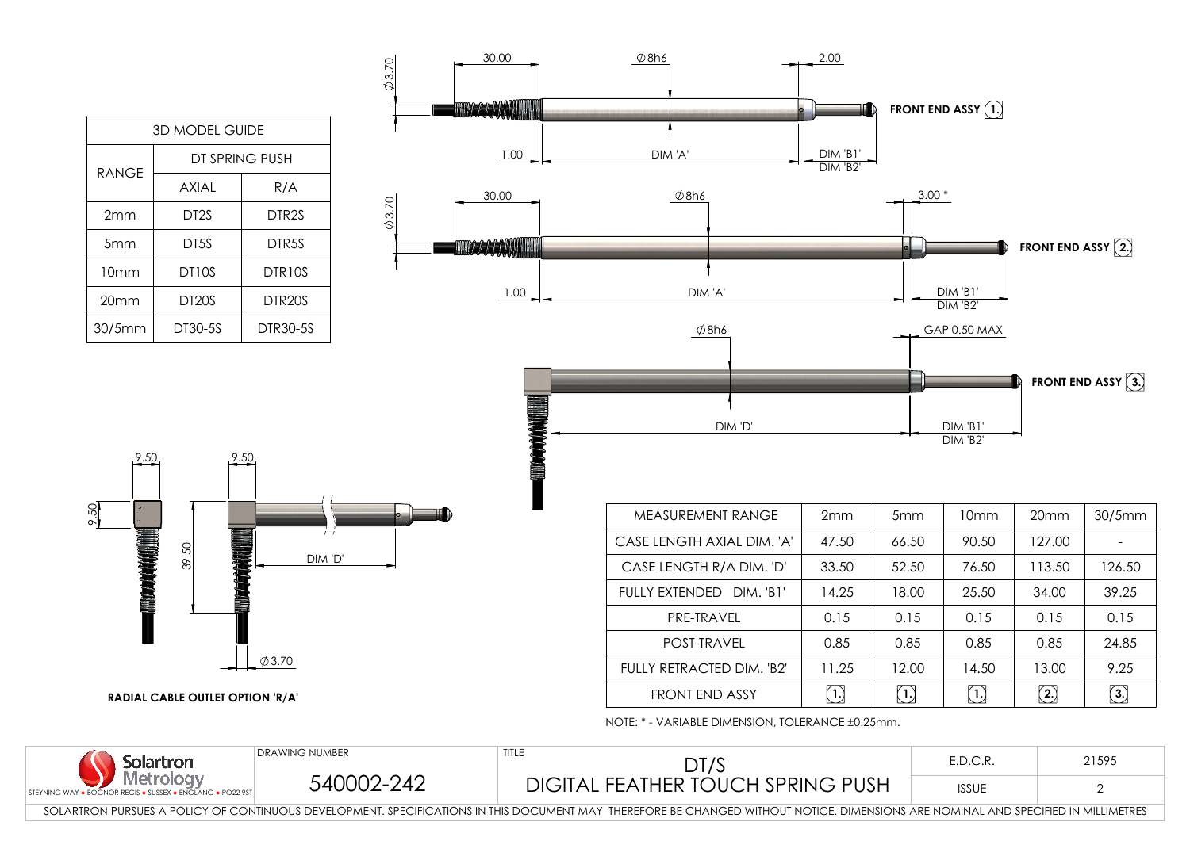| 3D MODEL GUIDE | | |
|---|---|---|
| RANGE | DT SPRING PUSH | |
| | AXIAL | R/A |
| 2mm | DT2S | DTR2S |
| 5mm | DT5S | DTR5S |
| 10mm | DT10S | DTR10S |
| 20mm | DT20S | DTR20S |
| 30/5mm | DT30-5S | DTR30-5S |

30.00
Ø8h6
2.00
Ø3.70
**FRONT END ASSY 1.**
1.00
DIM 'A'
DIM 'B1'
DIM 'B2'

30.00
Ø8h6
3.00 *
Ø3.70
**FRONT END ASSY 2.**
1.00
DIM 'A'
DIM 'B1'
DIM 'B2'

Ø8h6
GAP 0.50 MAX
**FRONT END ASSY 3.**
DIM 'D'
DIM 'B1'
DIM 'B2'

9.50
9.50
9.50
39.50
DIM 'D'
Ø3.70

**RADIAL CABLE OUTLET OPTION 'R/A'**

| MEASUREMENT RANGE | 2mm | 5mm | 10mm | 20mm | 30/5mm |
|---|---|---|---|---|---|
| CASE LENGTH AXIAL DIM. 'A' | 47.50 | 66.50 | 90.50 | 127.00 | - |
| CASE LENGTH R/A DIM. 'D' | 33.50 | 52.50 | 76.50 | 113.50 | 126.50 |
| FULLY EXTENDED DIM. 'B1' | 14.25 | 18.00 | 25.50 | 34.00 | 39.25 |
| PRE-TRAVEL | 0.15 | 0.15 | 0.15 | 0.15 | 0.15 |
| POST-TRAVEL | 0.85 | 0.85 | 0.85 | 0.85 | 24.85 |
| FULLY RETRACTED DIM. 'B2' | 11.25 | 12.00 | 14.50 | 13.00 | 9.25 |
| FRONT END ASSY | 1. | 1. | 1. | 2. | 3. |

NOTE: * - VARIABLE DIMENSION, TOLERANCE ±0.25mm.

| | | | | |
|---|---|---|---|---|
| Solartron Metrology<br>STEYNING WAY • BOGNOR REGIS • SUSSEX • ENGLAND • PO22 9ST | DRAWING NUMBER<br>540002-242 | TITLE<br>DT/S<br>DIGITAL FEATHER TOUCH SPRING PUSH | E.D.C.R. | 21595 |
| | | | ISSUE | 2 |

SOLARTRON PURSUES A POLICY OF CONTINUOUS DEVELOPMENT. SPECIFICATIONS IN THIS DOCUMENT MAY THEREFORE BE CHANGED WITHOUT NOTICE. DIMENSIONS ARE NOMINAL AND SPECIFIED IN MILLIMETRES